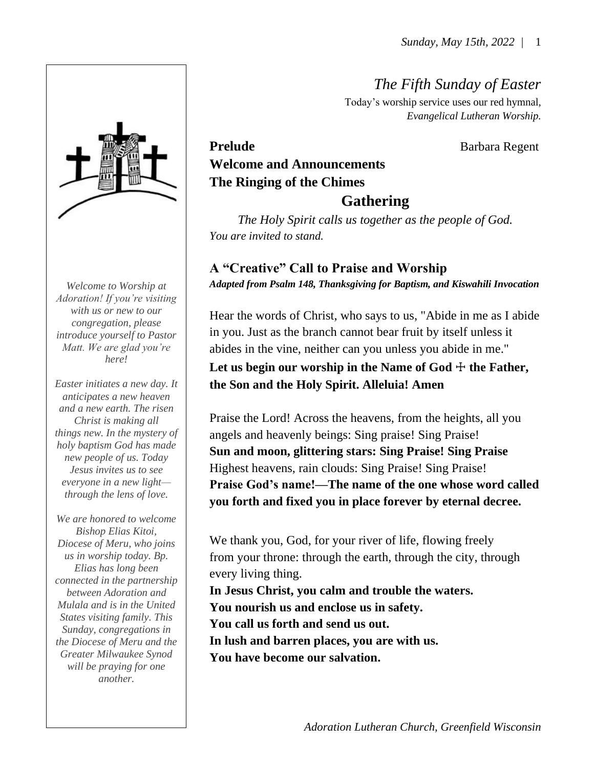# *The Fifth Sunday of Easter*

Today's worship service uses our red hymnal, *Evangelical Lutheran Worship.*

*Welcome to Worship at Adoration! If you're visiting with us or new to our congregation, please introduce yourself to Pastor Matt. We are glad you're here!*

*Easter initiates a new day. It anticipates a new heaven and a new earth. The risen Christ is making all things new. In the mystery of holy baptism God has made new people of us. Today Jesus invites us to see everyone in a new light—through the lens of love.*

*We are honored to welcome Bishop Elias Kitoi, Diocese of Meru, who joins us in worship today. Bp. Elias has long been connected in the partnership between Adoration and Mulala and is in the United States visiting family. This Sunday, congregations in the Diocese of Meru and the Greater Milwaukee Synod will be praying for one another.*

**Prelude** Barbara Regent

**Welcome and Announcements**

**The Ringing of the Chimes**

## Gathering

*The Holy Spirit calls us together as the people of God. You are invited to stand.*

### A "Creative" Call to Praise and Worship

***Adapted from Psalm 148, Thanksgiving for Baptism, and Kiswahili Invocation***

Hear the words of Christ, who says to us, "Abide in me as I abide in you. Just as the branch cannot bear fruit by itself unless it abides in the vine, neither can you unless you abide in me."

**Let us begin our worship in the Name of God ☩ the Father, the Son and the Holy Spirit. Alleluia! Amen**

Praise the Lord! Across the heavens, from the heights, all you angels and heavenly beings: Sing praise! Sing Praise!

**Sun and moon, glittering stars: Sing Praise! Sing Praise**

Highest heavens, rain clouds: Sing Praise! Sing Praise!

**Praise God's name!—The name of the one whose word called you forth and fixed you in place forever by eternal decree.**

We thank you, God, for your river of life, flowing freely from your throne: through the earth, through the city, through every living thing.

**In Jesus Christ, you calm and trouble the waters.**
**You nourish us and enclose us in safety.**
**You call us forth and send us out.**
**In lush and barren places, you are with us.**
**You have become our salvation.**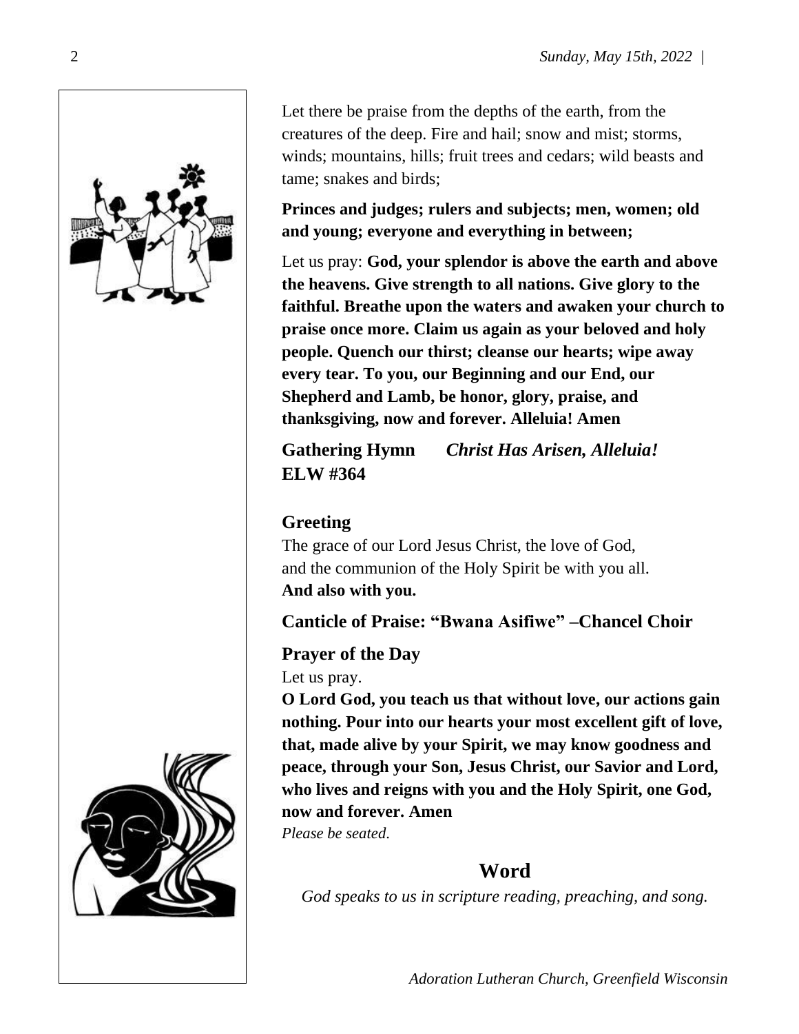Let there be praise from the depths of the earth, from the creatures of the deep. Fire and hail; snow and mist; storms, winds; mountains, hills; fruit trees and cedars; wild beasts and tame; snakes and birds;

**Princes and judges; rulers and subjects; men, women; old and young; everyone and everything in between;**

Let us pray: **God, your splendor is above the earth and above the heavens. Give strength to all nations. Give glory to the faithful. Breathe upon the waters and awaken your church to praise once more. Claim us again as your beloved and holy people. Quench our thirst; cleanse our hearts; wipe away every tear. To you, our Beginning and our End, our Shepherd and Lamb, be honor, glory, praise, and thanksgiving, now and forever. Alleluia! Amen**

**Gathering Hymn** ***Christ Has Arisen, Alleluia!*** **ELW #364**

### Greeting

The grace of our Lord Jesus Christ, the love of God,
and the communion of the Holy Spirit be with you all.
**And also with you.**

### Canticle of Praise: "Bwana Asifiwe" –Chancel Choir

### Prayer of the Day

Let us pray.
**O Lord God, you teach us that without love, our actions gain nothing. Pour into our hearts your most excellent gift of love, that, made alive by your Spirit, we may know goodness and peace, through your Son, Jesus Christ, our Savior and Lord, who lives and reigns with you and the Holy Spirit, one God, now and forever. Amen**
*Please be seated.*

## Word

*God speaks to us in scripture reading, preaching, and song.*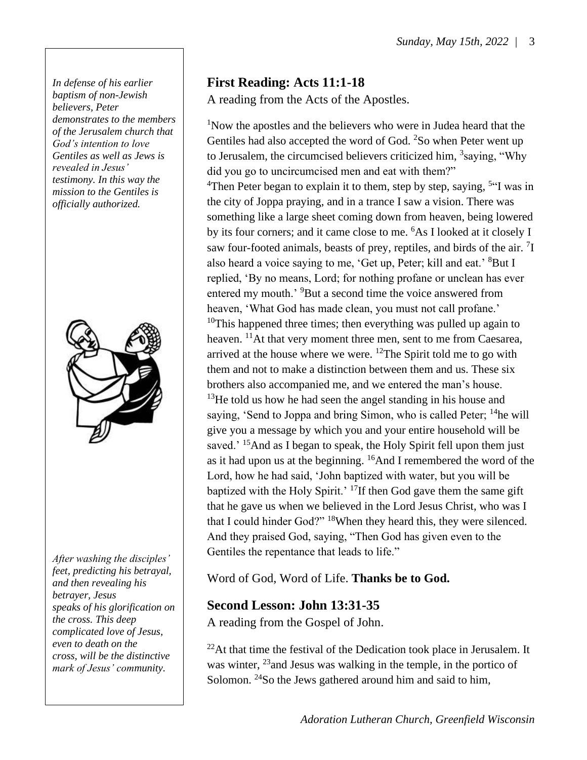*In defense of his earlier baptism of non-Jewish believers, Peter demonstrates to the members of the Jerusalem church that God's intention to love Gentiles as well as Jews is revealed in Jesus' testimony. In this way the mission to the Gentiles is officially authorized.*

## First Reading: Acts 11:1-18

A reading from the Acts of the Apostles.

[1]Now the apostles and the believers who were in Judea heard that the Gentiles had also accepted the word of God. [2]So when Peter went up to Jerusalem, the circumcised believers criticized him, [3]saying, "Why did you go to uncircumcised men and eat with them?"
[4]Then Peter began to explain it to them, step by step, saying, [5]"I was in the city of Joppa praying, and in a trance I saw a vision. There was something like a large sheet coming down from heaven, being lowered by its four corners; and it came close to me. [6]As I looked at it closely I saw four-footed animals, beasts of prey, reptiles, and birds of the air. [7]I also heard a voice saying to me, 'Get up, Peter; kill and eat.' [8]But I replied, 'By no means, Lord; for nothing profane or unclean has ever entered my mouth.' [9]But a second time the voice answered from heaven, 'What God has made clean, you must not call profane.' [10]This happened three times; then everything was pulled up again to heaven. [11]At that very moment three men, sent to me from Caesarea, arrived at the house where we were. [12]The Spirit told me to go with them and not to make a distinction between them and us. These six brothers also accompanied me, and we entered the man's house. [13]He told us how he had seen the angel standing in his house and saying, 'Send to Joppa and bring Simon, who is called Peter; [14]he will give you a message by which you and your entire household will be saved.' [15]And as I began to speak, the Holy Spirit fell upon them just as it had upon us at the beginning. [16]And I remembered the word of the Lord, how he had said, 'John baptized with water, but you will be baptized with the Holy Spirit.' [17]If then God gave them the same gift that he gave us when we believed in the Lord Jesus Christ, who was I that I could hinder God?" [18]When they heard this, they were silenced. And they praised God, saying, "Then God has given even to the Gentiles the repentance that leads to life."

Word of God, Word of Life. **Thanks be to God.**

*After washing the disciples' feet, predicting his betrayal, and then revealing his betrayer, Jesus speaks of his glorification on the cross. This deep complicated love of Jesus, even to death on the cross, will be the distinctive mark of Jesus' community.*

## Second Lesson: John 13:31-35

A reading from the Gospel of John.

[22]At that time the festival of the Dedication took place in Jerusalem. It was winter, [23]and Jesus was walking in the temple, in the portico of Solomon. [24]So the Jews gathered around him and said to him,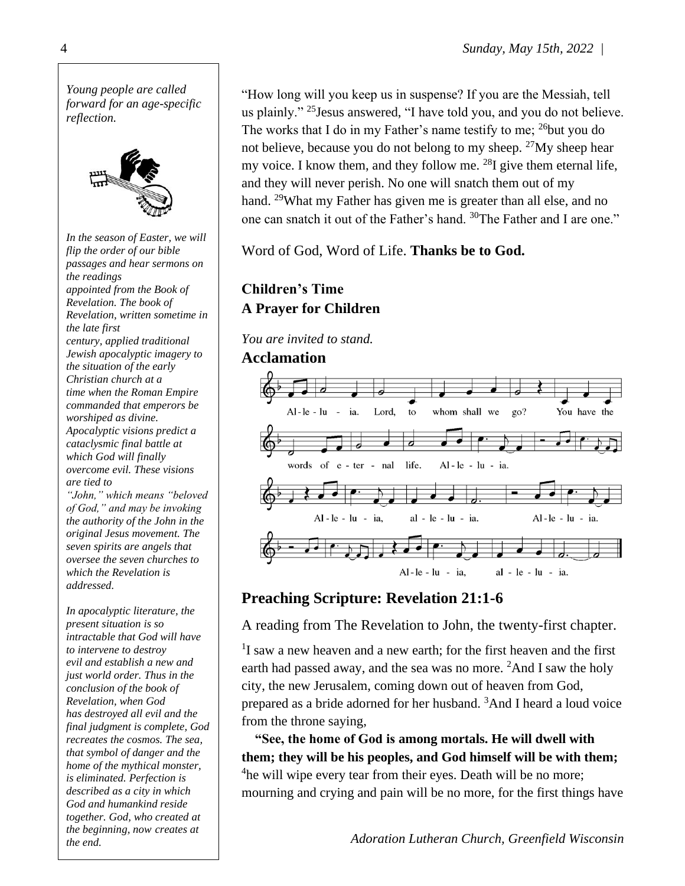*Young people are called forward for an age-specific reflection.*

*In the season of Easter, we will flip the order of our bible passages and hear sermons on the readings appointed from the Book of Revelation. The book of Revelation, written sometime in the late first century, applied traditional Jewish apocalyptic imagery to the situation of the early Christian church at a time when the Roman Empire commanded that emperors be worshiped as divine. Apocalyptic visions predict a cataclysmic final battle at which God will finally overcome evil. These visions are tied to "John," which means "beloved of God," and may be invoking the authority of the John in the original Jesus movement. The seven spirits are angels that oversee the seven churches to which the Revelation is addressed.*

*In apocalyptic literature, the present situation is so intractable that God will have to intervene to destroy evil and establish a new and just world order. Thus in the conclusion of the book of Revelation, when God has destroyed all evil and the final judgment is complete, God recreates the cosmos. The sea, that symbol of danger and the home of the mythical monster, is eliminated. Perfection is described as a city in which God and humankind reside together. God, who created at the beginning, now creates at the end.*

"How long will you keep us in suspense? If you are the Messiah, tell us plainly." [25]Jesus answered, "I have told you, and you do not believe. The works that I do in my Father's name testify to me; [26]but you do not believe, because you do not belong to my sheep. [27]My sheep hear my voice. I know them, and they follow me. [28]I give them eternal life, and they will never perish. No one will snatch them out of my hand. [29]What my Father has given me is greater than all else, and no one can snatch it out of the Father's hand. [30]The Father and I are one."

Word of God, Word of Life. **Thanks be to God.**

**Children's Time**
**A Prayer for Children**

*You are invited to stand.*

## Acclamation

Alleluia. Lord, to whom shall we go? You have the words of eternal life. Alleluia. Alleluia, alleluia. Alleluia. Alleluia, alleluia.

## Preaching Scripture: Revelation 21:1-6

A reading from The Revelation to John, the twenty-first chapter.

[1]I saw a new heaven and a new earth; for the first heaven and the first earth had passed away, and the sea was no more. [2]And I saw the holy city, the new Jerusalem, coming down out of heaven from God, prepared as a bride adorned for her husband. [3]And I heard a loud voice from the throne saying,

**"See, the home of God is among mortals. He will dwell with them; they will be his peoples, and God himself will be with them;** [4]he will wipe every tear from their eyes. Death will be no more; mourning and crying and pain will be no more, for the first things have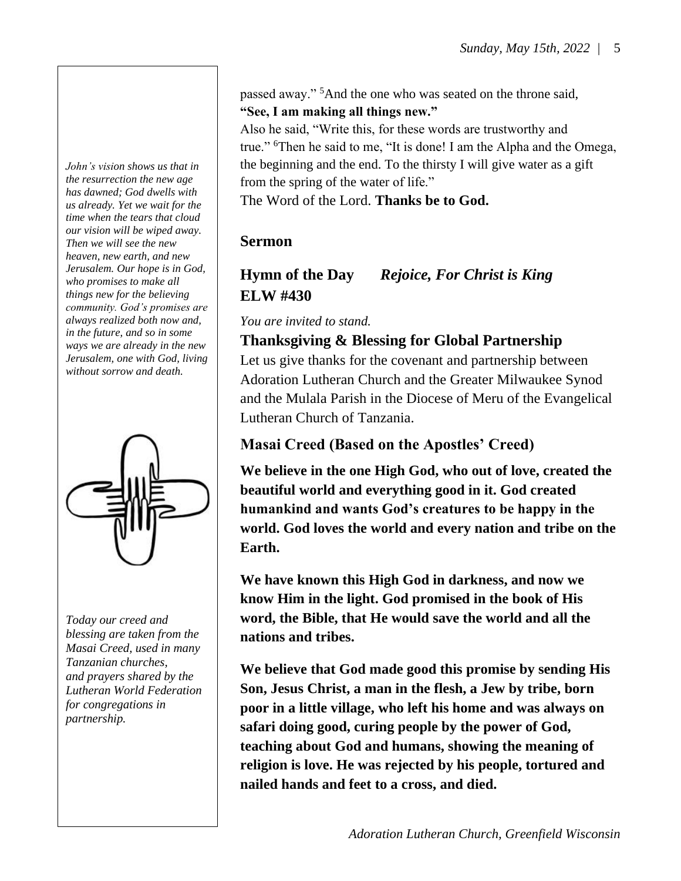passed away." [5]And the one who was seated on the throne said, **"See, I am making all things new."**
Also he said, "Write this, for these words are trustworthy and true." [6]Then he said to me, "It is done! I am the Alpha and the Omega, the beginning and the end. To the thirsty I will give water as a gift from the spring of the water of life."
The Word of the Lord. **Thanks be to God.**

*John's vision shows us that in the resurrection the new age has dawned; God dwells with us already. Yet we wait for the time when the tears that cloud our vision will be wiped away. Then we will see the new heaven, new earth, and new Jerusalem. Our hope is in God, who promises to make all things new for the believing community. God's promises are always realized both now and, in the future, and so in some ways we are already in the new Jerusalem, one with God, living without sorrow and death.*

*Today our creed and blessing are taken from the Masai Creed, used in many Tanzanian churches, and prayers shared by the Lutheran World Federation for congregations in partnership.*

## Sermon

## Hymn of the Day *Rejoice, For Christ is King* ELW #430

*You are invited to stand.*

## Thanksgiving & Blessing for Global Partnership

Let us give thanks for the covenant and partnership between Adoration Lutheran Church and the Greater Milwaukee Synod and the Mulala Parish in the Diocese of Meru of the Evangelical Lutheran Church of Tanzania.

## Masai Creed (Based on the Apostles' Creed)

**We believe in the one High God, who out of love, created the beautiful world and everything good in it. God created humankind and wants God's creatures to be happy in the world. God loves the world and every nation and tribe on the Earth.**

**We have known this High God in darkness, and now we know Him in the light. God promised in the book of His word, the Bible, that He would save the world and all the nations and tribes.**

**We believe that God made good this promise by sending His Son, Jesus Christ, a man in the flesh, a Jew by tribe, born poor in a little village, who left his home and was always on safari doing good, curing people by the power of God, teaching about God and humans, showing the meaning of religion is love. He was rejected by his people, tortured and nailed hands and feet to a cross, and died.**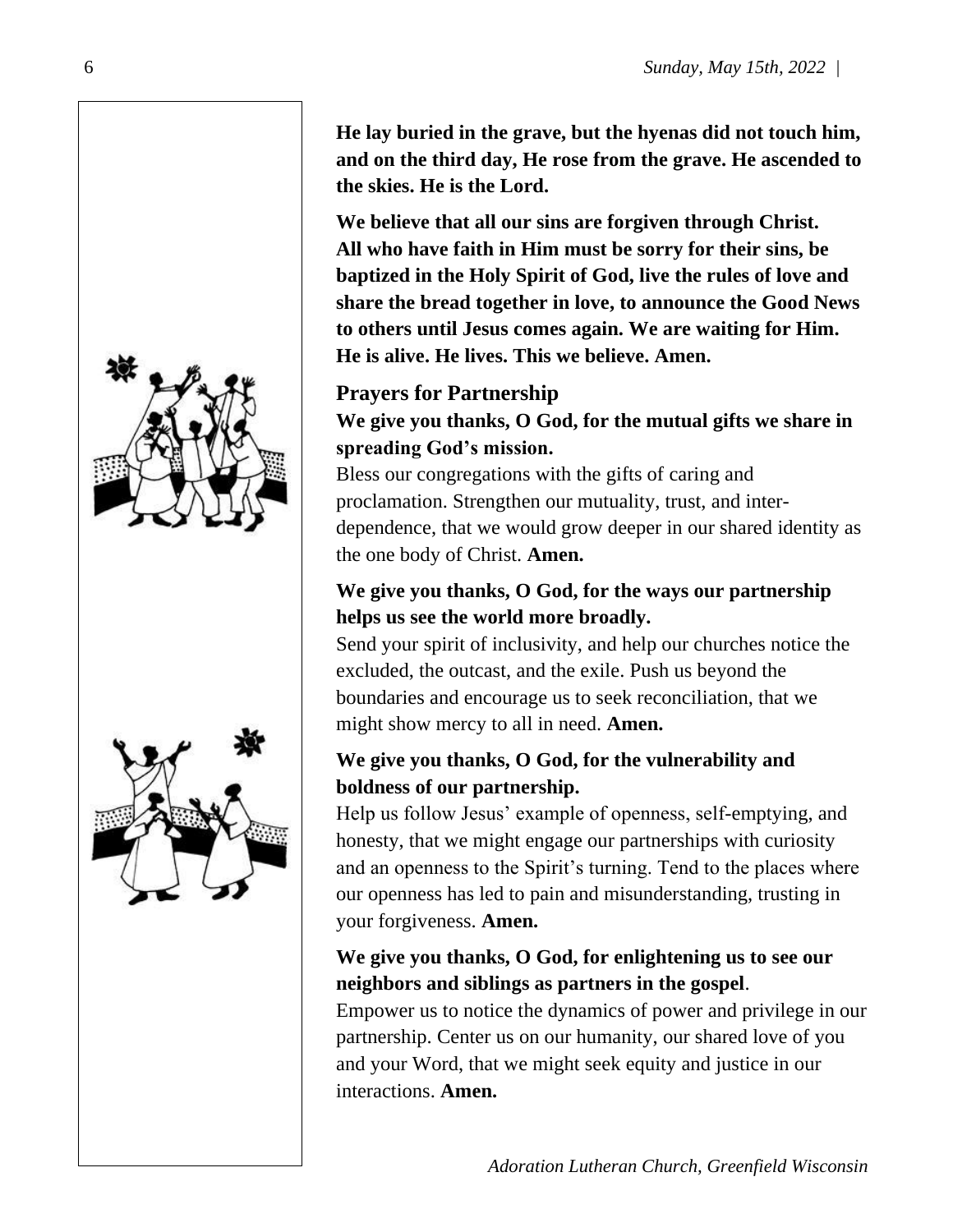**He lay buried in the grave, but the hyenas did not touch him, and on the third day, He rose from the grave. He ascended to the skies. He is the Lord.**

**We believe that all our sins are forgiven through Christ. All who have faith in Him must be sorry for their sins, be baptized in the Holy Spirit of God, live the rules of love and share the bread together in love, to announce the Good News to others until Jesus comes again. We are waiting for Him. He is alive. He lives. This we believe. Amen.**

## Prayers for Partnership

**We give you thanks, O God, for the mutual gifts we share in spreading God's mission.**

Bless our congregations with the gifts of caring and proclamation. Strengthen our mutuality, trust, and inter-dependence, that we would grow deeper in our shared identity as the one body of Christ. **Amen.**

**We give you thanks, O God, for the ways our partnership helps us see the world more broadly.**

Send your spirit of inclusivity, and help our churches notice the excluded, the outcast, and the exile. Push us beyond the boundaries and encourage us to seek reconciliation, that we might show mercy to all in need. **Amen.**

**We give you thanks, O God, for the vulnerability and boldness of our partnership.**

Help us follow Jesus' example of openness, self-emptying, and honesty, that we might engage our partnerships with curiosity and an openness to the Spirit's turning. Tend to the places where our openness has led to pain and misunderstanding, trusting in your forgiveness. **Amen.**

**We give you thanks, O God, for enlightening us to see our neighbors and siblings as partners in the gospel**.

Empower us to notice the dynamics of power and privilege in our partnership. Center us on our humanity, our shared love of you and your Word, that we might seek equity and justice in our interactions. **Amen.**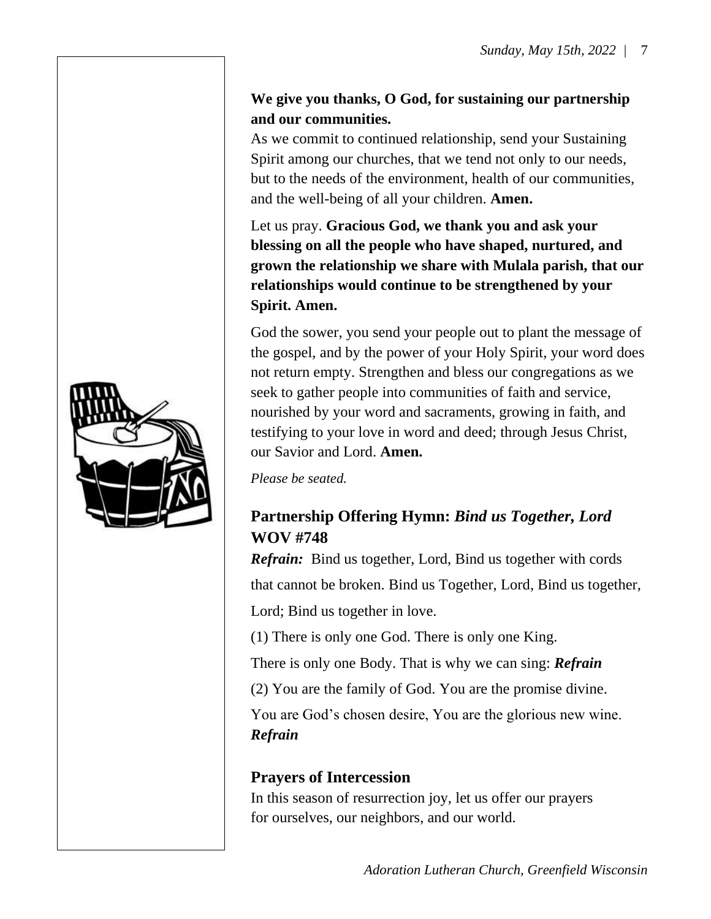**We give you thanks, O God, for sustaining our partnership and our communities.**

As we commit to continued relationship, send your Sustaining Spirit among our churches, that we tend not only to our needs, but to the needs of the environment, health of our communities, and the well-being of all your children. **Amen.**

Let us pray. **Gracious God, we thank you and ask your blessing on all the people who have shaped, nurtured, and grown the relationship we share with Mulala parish, that our relationships would continue to be strengthened by your Spirit. Amen.**

God the sower, you send your people out to plant the message of the gospel, and by the power of your Holy Spirit, your word does not return empty. Strengthen and bless our congregations as we seek to gather people into communities of faith and service, nourished by your word and sacraments, growing in faith, and testifying to your love in word and deed; through Jesus Christ, our Savior and Lord. **Amen.**

*Please be seated.*

## Partnership Offering Hymn: *Bind us Together, Lord* WOV #748

***Refrain:*** Bind us together, Lord, Bind us together with cords that cannot be broken. Bind us Together, Lord, Bind us together, Lord; Bind us together in love.

(1) There is only one God. There is only one King.

There is only one Body. That is why we can sing: ***Refrain***

(2) You are the family of God. You are the promise divine.

You are God's chosen desire, You are the glorious new wine. ***Refrain***

## Prayers of Intercession

In this season of resurrection joy, let us offer our prayers for ourselves, our neighbors, and our world.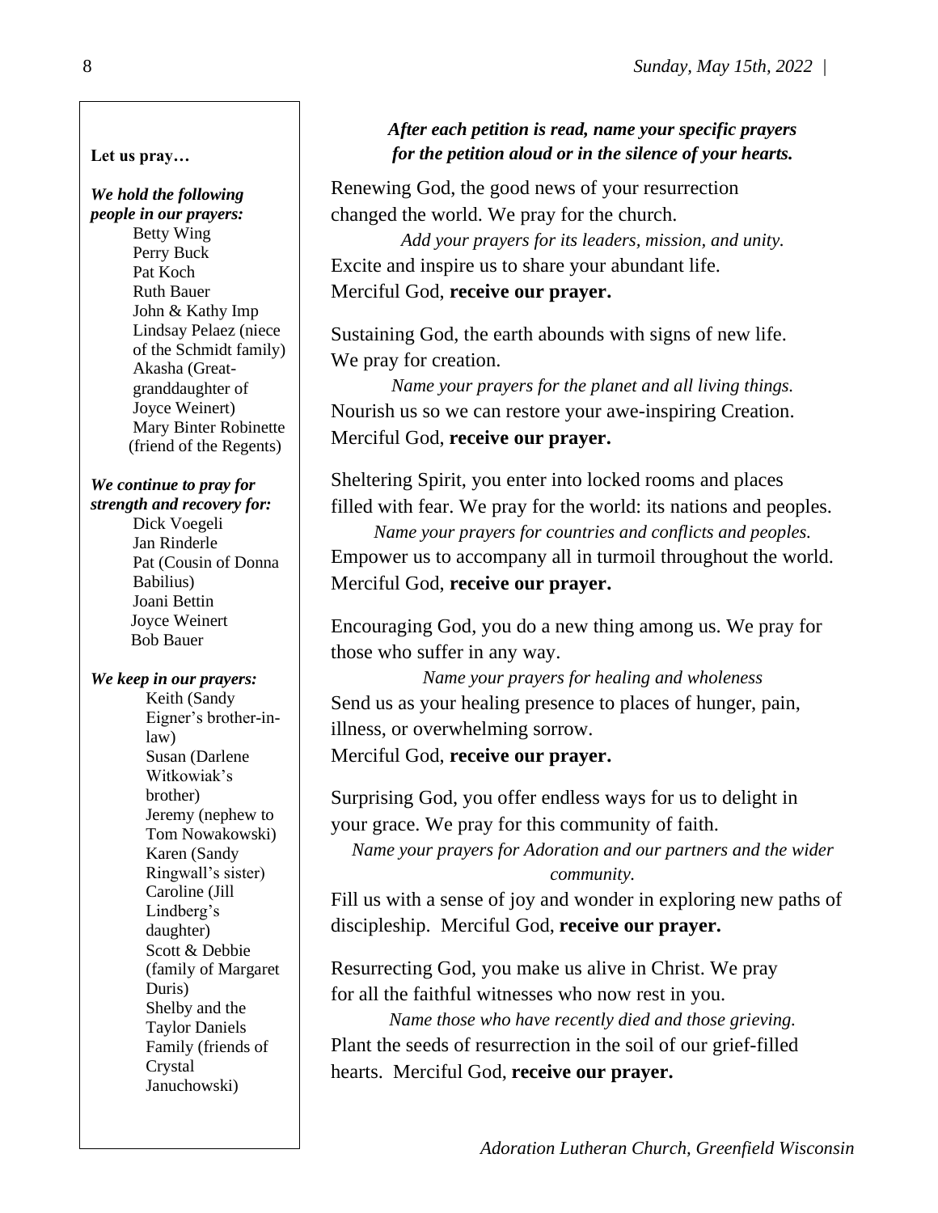**Let us pray…**

***We hold the following people in our prayers:***

Betty Wing
Perry Buck
Pat Koch
Ruth Bauer
John & Kathy Imp
Lindsay Pelaez (niece of the Schmidt family)
Akasha (Great-granddaughter of Joyce Weinert)
Mary Binter Robinette (friend of the Regents)

***We continue to pray for strength and recovery for:***

Dick Voegeli
Jan Rinderle
Pat (Cousin of Donna Babilius)
Joani Bettin
Joyce Weinert
Bob Bauer

***We keep in our prayers:***

Keith (Sandy Eigner's brother-in-law)
Susan (Darlene Witkowiak's brother)
Jeremy (nephew to Tom Nowakowski)
Karen (Sandy Ringwall's sister)
Caroline (Jill Lindberg's daughter)
Scott & Debbie (family of Margaret Duris)
Shelby and the Taylor Daniels Family (friends of Crystal Januchowski)

***After each petition is read, name your specific prayers for the petition aloud or in the silence of your hearts.***

Renewing God, the good news of your resurrection changed the world. We pray for the church.

*Add your prayers for its leaders, mission, and unity.*

Excite and inspire us to share your abundant life.
Merciful God, **receive our prayer.**

Sustaining God, the earth abounds with signs of new life. We pray for creation.

*Name your prayers for the planet and all living things.*

Nourish us so we can restore your awe-inspiring Creation.
Merciful God, **receive our prayer.**

Sheltering Spirit, you enter into locked rooms and places filled with fear. We pray for the world: its nations and peoples.

*Name your prayers for countries and conflicts and peoples.*

Empower us to accompany all in turmoil throughout the world.
Merciful God, **receive our prayer.**

Encouraging God, you do a new thing among us. We pray for those who suffer in any way.

*Name your prayers for healing and wholeness*

Send us as your healing presence to places of hunger, pain, illness, or overwhelming sorrow.
Merciful God, **receive our prayer.**

Surprising God, you offer endless ways for us to delight in your grace. We pray for this community of faith.

*Name your prayers for Adoration and our partners and the wider community.*

Fill us with a sense of joy and wonder in exploring new paths of discipleship. Merciful God, **receive our prayer.**

Resurrecting God, you make us alive in Christ. We pray for all the faithful witnesses who now rest in you.

*Name those who have recently died and those grieving.*

Plant the seeds of resurrection in the soil of our grief-filled hearts. Merciful God, **receive our prayer.**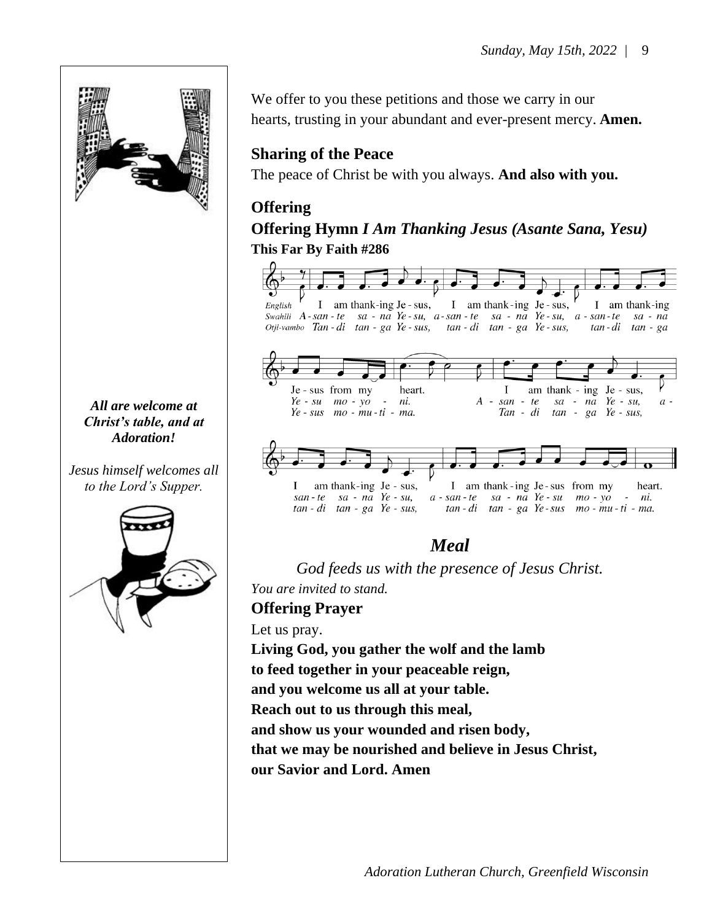*All are welcome at Christ's table, and at Adoration!*

*Jesus himself welcomes all to the Lord's Supper.*

We offer to you these petitions and those we carry in our hearts, trusting in your abundant and ever-present mercy. **Amen.**

**Sharing of the Peace**

The peace of Christ be with you always. **And also with you.**

**Offering**

**Offering Hymn *I Am Thanking Jesus (Asante Sana, Yesu)***

**This Far By Faith #286**

English: I am thank-ing Je-sus, I am thank-ing Je-sus, I am thank-ing Je-sus from my heart. I am thank-ing Je-sus, I am thank-ing Je-sus, I am thank-ing Je-sus from my heart.

Swahili: A-san-te sa-na Ye-su, a-san-te sa-na Ye-su, a-san-te sa-na Ye-su mo-yo-ni. A-san-te sa-na Ye-su, a-san-te sa-na Ye-su, a-san-te sa-na Ye-su mo-yo-ni.

Otji-vambo: Tan-di tan-ga Ye-sus, tan-di tan-ga Ye-sus, tan-di tan-ga Ye-sus mo-mu-ti-ma. Tan-di tan-ga Ye-sus, tan-di tan-ga Ye-sus, tan-di tan-ga Ye-sus mo-mu-ti-ma.

## *Meal*

*God feeds us with the presence of Jesus Christ.*

*You are invited to stand.*

**Offering Prayer**

Let us pray.

**Living God, you gather the wolf and the lamb**
**to feed together in your peaceable reign,**
**and you welcome us all at your table.**
**Reach out to us through this meal,**
**and show us your wounded and risen body,**
**that we may be nourished and believe in Jesus Christ,**
**our Savior and Lord. Amen**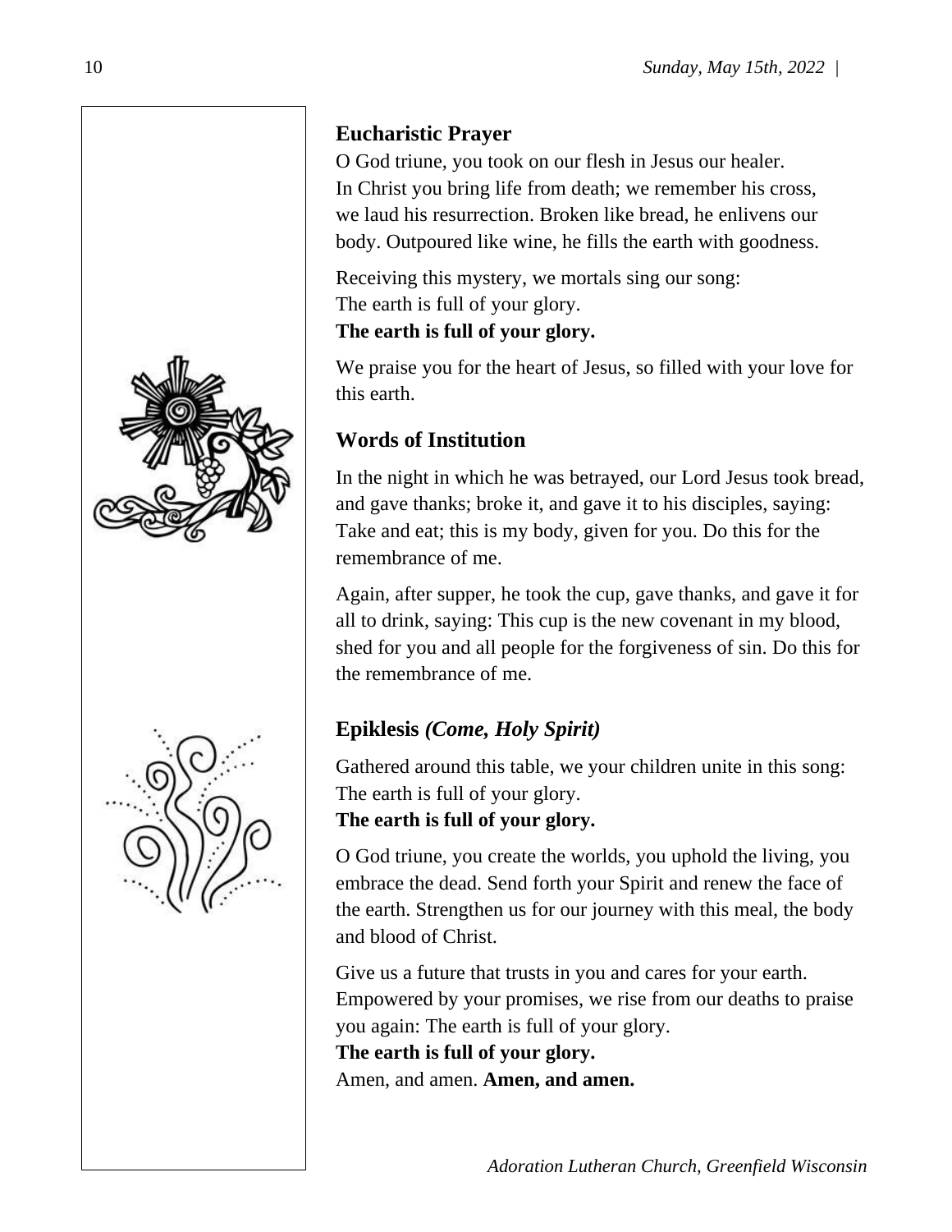## Eucharistic Prayer

O God triune, you took on our flesh in Jesus our healer.
In Christ you bring life from death; we remember his cross, we laud his resurrection. Broken like bread, he enlivens our body. Outpoured like wine, he fills the earth with goodness.

Receiving this mystery, we mortals sing our song:
The earth is full of your glory.
**The earth is full of your glory.**

We praise you for the heart of Jesus, so filled with your love for this earth.

## Words of Institution

In the night in which he was betrayed, our Lord Jesus took bread, and gave thanks; broke it, and gave it to his disciples, saying: Take and eat; this is my body, given for you. Do this for the remembrance of me.

Again, after supper, he took the cup, gave thanks, and gave it for all to drink, saying: This cup is the new covenant in my blood, shed for you and all people for the forgiveness of sin. Do this for the remembrance of me.

## Epiklesis *(Come, Holy Spirit)*

Gathered around this table, we your children unite in this song:
The earth is full of your glory.
**The earth is full of your glory.**

O God triune, you create the worlds, you uphold the living, you embrace the dead. Send forth your Spirit and renew the face of the earth. Strengthen us for our journey with this meal, the body and blood of Christ.

Give us a future that trusts in you and cares for your earth. Empowered by your promises, we rise from our deaths to praise you again: The earth is full of your glory.
**The earth is full of your glory.**
Amen, and amen. **Amen, and amen.**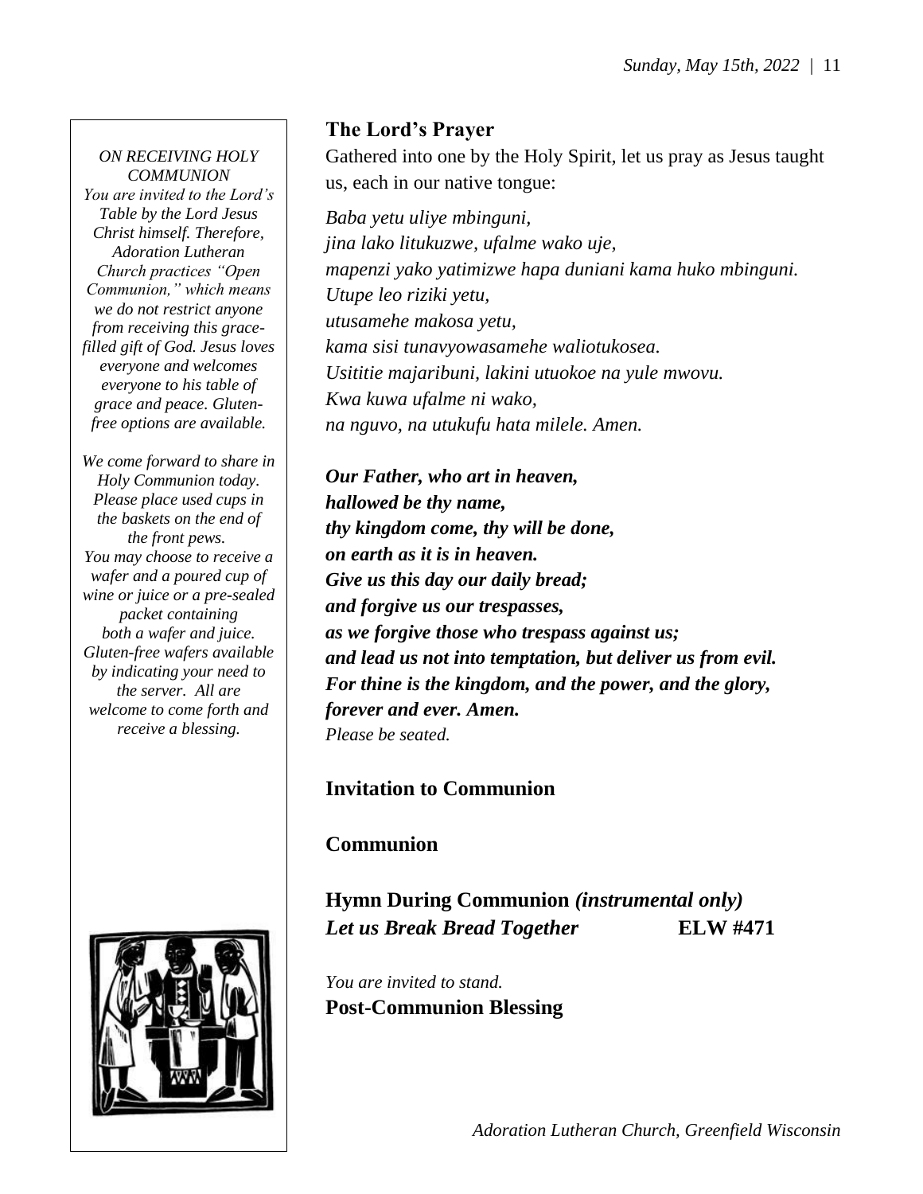*ON RECEIVING HOLY COMMUNION*
*You are invited to the Lord's Table by the Lord Jesus Christ himself. Therefore, Adoration Lutheran Church practices "Open Communion," which means we do not restrict anyone from receiving this grace-filled gift of God. Jesus loves everyone and welcomes everyone to his table of grace and peace. Gluten-free options are available.*

*We come forward to share in Holy Communion today. Please place used cups in the baskets on the end of the front pews. You may choose to receive a wafer and a poured cup of wine or juice or a pre-sealed packet containing both a wafer and juice. Gluten-free wafers available by indicating your need to the server. All are welcome to come forth and receive a blessing.*

## The Lord's Prayer

Gathered into one by the Holy Spirit, let us pray as Jesus taught us, each in our native tongue:

*Baba yetu uliye mbinguni,*
*jina lako litukuzwe, ufalme wako uje,*
*mapenzi yako yatimizwe hapa duniani kama huko mbinguni.*
*Utupe leo riziki yetu,*
*utusamehe makosa yetu,*
*kama sisi tunavyowasamehe waliotukosea.*
*Usititie majaribuni, lakini utuokoe na yule mwovu.*
*Kwa kuwa ufalme ni wako,*
*na nguvo, na utukufu hata milele. Amen.*

***Our Father, who art in heaven,***
***hallowed be thy name,***
***thy kingdom come, thy will be done,***
***on earth as it is in heaven.***
***Give us this day our daily bread;***
***and forgive us our trespasses,***
***as we forgive those who trespass against us;***
***and lead us not into temptation, but deliver us from evil.***
***For thine is the kingdom, and the power, and the glory,***
***forever and ever. Amen.***
*Please be seated.*

## Invitation to Communion

## Communion

## Hymn During Communion *(instrumental only)*
***Let us Break Bread Together*** **ELW #471**

*You are invited to stand.*

## Post-Communion Blessing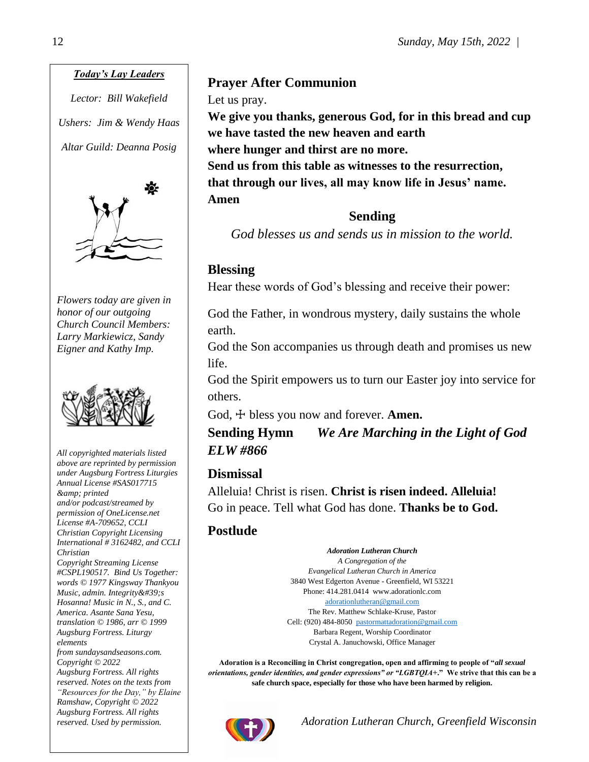*Today's Lay Leaders*

*Lector: Bill Wakefield*

*Ushers: Jim & Wendy Haas*

*Altar Guild: Deanna Posig*

*Flowers today are given in honor of our outgoing Church Council Members: Larry Markiewicz, Sandy Eigner and Kathy Imp.*

*All copyrighted materials listed above are reprinted by permission under Augsburg Fortress Liturgies Annual License #SAS017715 &amp; printed and/or podcast/streamed by permission of OneLicense.net License #A-709652, CCLI Christian Copyright Licensing International # 3162482, and CCLI Christian Copyright Streaming License #CSPL190517. Bind Us Together: words © 1977 Kingsway Thankyou Music, admin. Integrity&#39;s Hosanna! Music in N., S., and C. America. Asante Sana Yesu, translation © 1986, arr © 1999 Augsburg Fortress. Liturgy elements from sundaysandseasons.com. Copyright © 2022 Augsburg Fortress. All rights reserved. Notes on the texts from "Resources for the Day," by Elaine Ramshaw, Copyright © 2022 Augsburg Fortress. All rights reserved. Used by permission.*

## Prayer After Communion

Let us pray.

**We give you thanks, generous God, for in this bread and cup we have tasted the new heaven and earth where hunger and thirst are no more.**
**Send us from this table as witnesses to the resurrection, that through our lives, all may know life in Jesus' name.**
**Amen**

## Sending

*God blesses us and sends us in mission to the world.*

## Blessing

Hear these words of God's blessing and receive their power:

God the Father, in wondrous mystery, daily sustains the whole earth.
God the Son accompanies us through death and promises us new life.
God the Spirit empowers us to turn our Easter joy into service for others.
God, ☩ bless you now and forever. **Amen.**

## Sending Hymn *We Are Marching in the Light of God ELW #866*

## Dismissal

Alleluia! Christ is risen. **Christ is risen indeed. Alleluia!**
Go in peace. Tell what God has done. **Thanks be to God.**

## Postlude

***Adoration Lutheran Church***
*A Congregation of the*
*Evangelical Lutheran Church in America*
3840 West Edgerton Avenue - Greenfield, WI 53221
Phone: 414.281.0414 www.adorationlc.com
adorationlutheran@gmail.com
The Rev. Matthew Schlake-Kruse, Pastor
Cell: (920) 484-8050 pastormattadoration@gmail.com
Barbara Regent, Worship Coordinator
Crystal A. Januchowski, Office Manager

**Adoration is a Reconciling in Christ congregation, open and affirming to people of "*all sexual orientations, gender identities, and gender expressions" or "LGBTQIA+*." We strive that this can be a safe church space, especially for those who have been harmed by religion.**

*Adoration Lutheran Church, Greenfield Wisconsin*